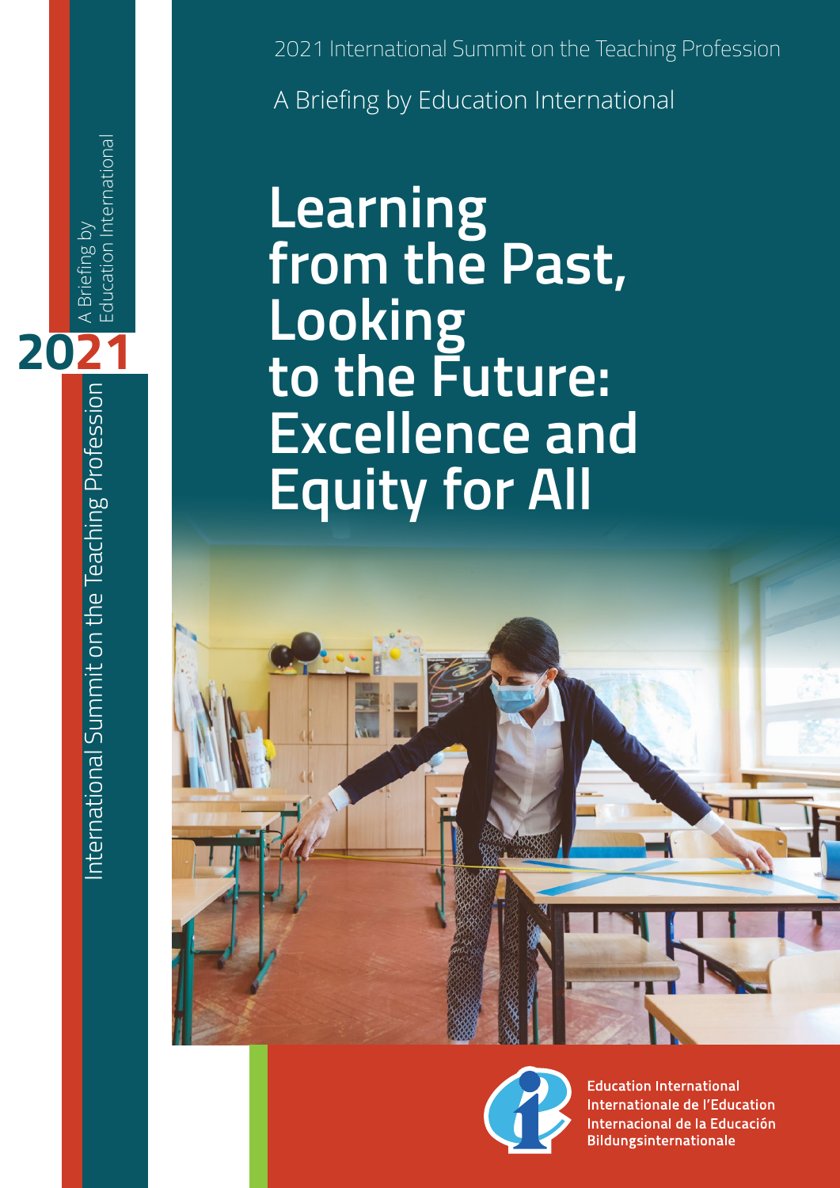2021 International Summit on the Teaching Profession

A Briefing by Education International

# Learning from the Past, Looking to the Future: Excellence and Equity for All

A Briefing by Education International

2021

International Summit on the Teaching Profession

Education International
Internationale de l'Education
Internacional de la Educación
Bildungsinternationale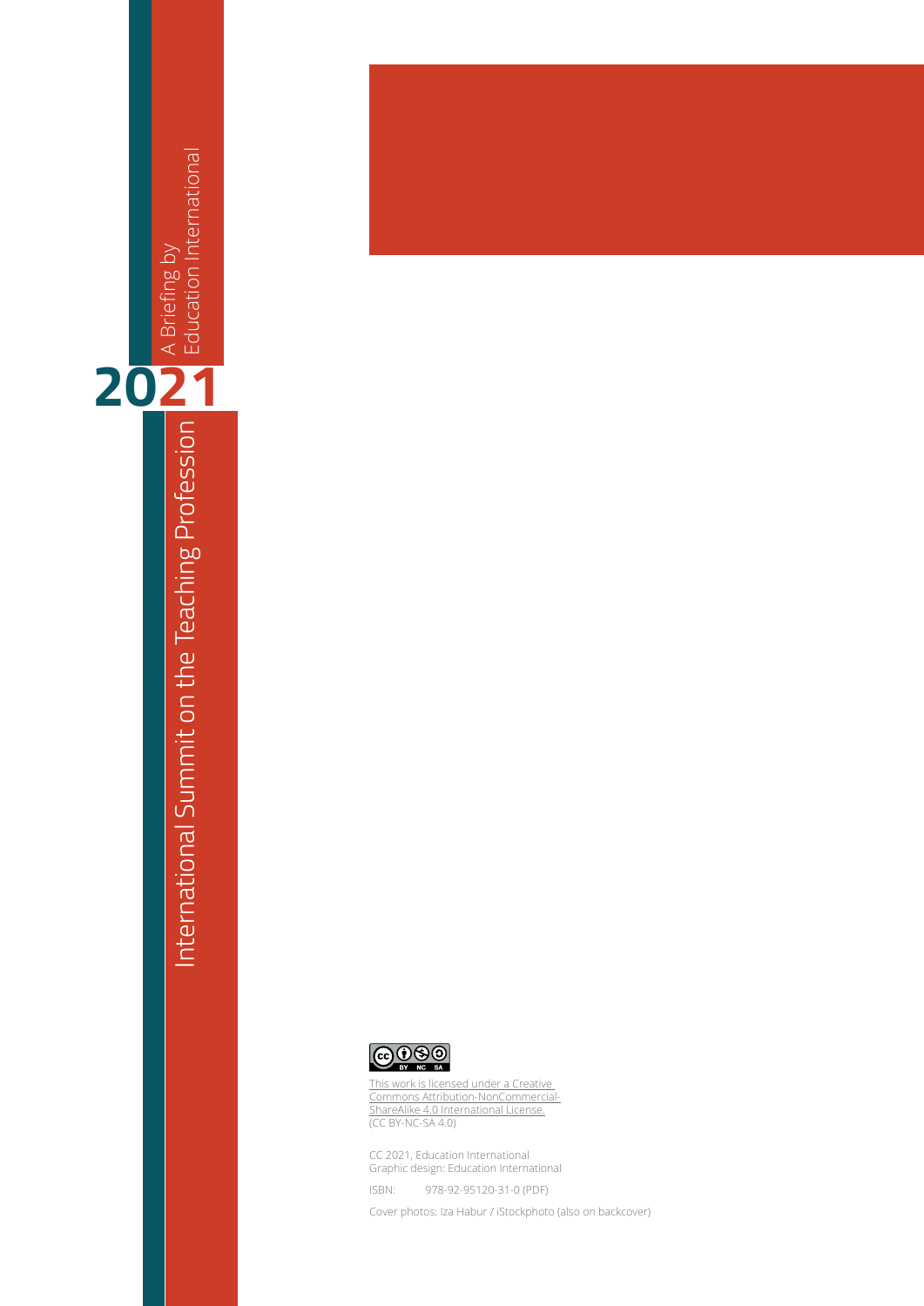A Briefing by
Education International

2021

International Summit on the Teaching Profession

This work is licensed under a Creative Commons Attribution-NonCommercial-ShareAlike 4.0 International License.
(CC BY-NC-SA 4.0)

CC 2021, Education International
Graphic design: Education International

ISBN: 978-92-95120-31-0 (PDF)

Cover photos: Iza Habur / iStockphoto (also on backcover)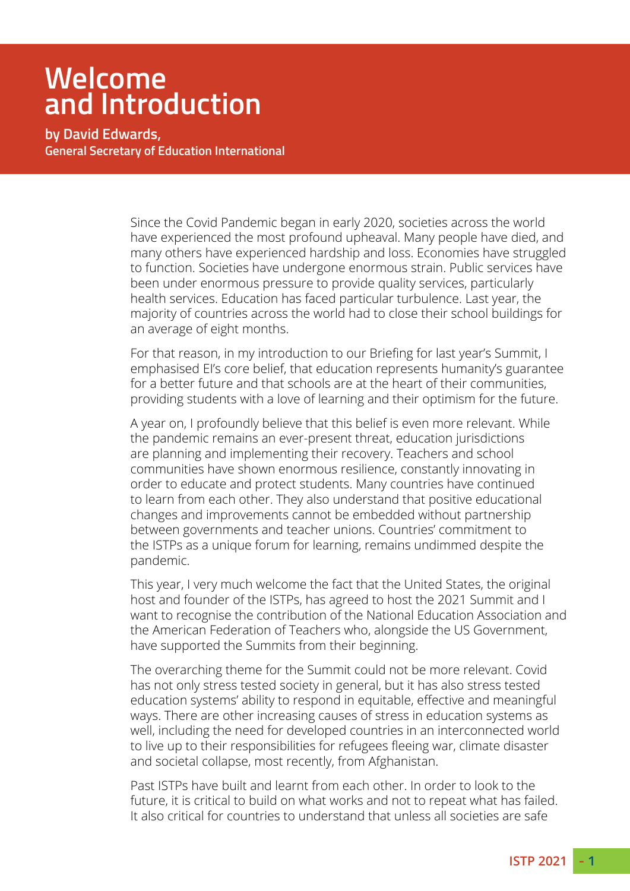# Welcome and Introduction

**by David Edwards, General Secretary of Education International**

Since the Covid Pandemic began in early 2020, societies across the world have experienced the most profound upheaval. Many people have died, and many others have experienced hardship and loss. Economies have struggled to function. Societies have undergone enormous strain. Public services have been under enormous pressure to provide quality services, particularly health services. Education has faced particular turbulence. Last year, the majority of countries across the world had to close their school buildings for an average of eight months.

For that reason, in my introduction to our Briefing for last year's Summit, I emphasised EI's core belief, that education represents humanity's guarantee for a better future and that schools are at the heart of their communities, providing students with a love of learning and their optimism for the future.

A year on, I profoundly believe that this belief is even more relevant. While the pandemic remains an ever-present threat, education jurisdictions are planning and implementing their recovery. Teachers and school communities have shown enormous resilience, constantly innovating in order to educate and protect students. Many countries have continued to learn from each other. They also understand that positive educational changes and improvements cannot be embedded without partnership between governments and teacher unions. Countries' commitment to the ISTPs as a unique forum for learning, remains undimmed despite the pandemic.

This year, I very much welcome the fact that the United States, the original host and founder of the ISTPs, has agreed to host the 2021 Summit and I want to recognise the contribution of the National Education Association and the American Federation of Teachers who, alongside the US Government, have supported the Summits from their beginning.

The overarching theme for the Summit could not be more relevant. Covid has not only stress tested society in general, but it has also stress tested education systems' ability to respond in equitable, effective and meaningful ways. There are other increasing causes of stress in education systems as well, including the need for developed countries in an interconnected world to live up to their responsibilities for refugees fleeing war, climate disaster and societal collapse, most recently, from Afghanistan.

Past ISTPs have built and learnt from each other. In order to look to the future, it is critical to build on what works and not to repeat what has failed. It also critical for countries to understand that unless all societies are safe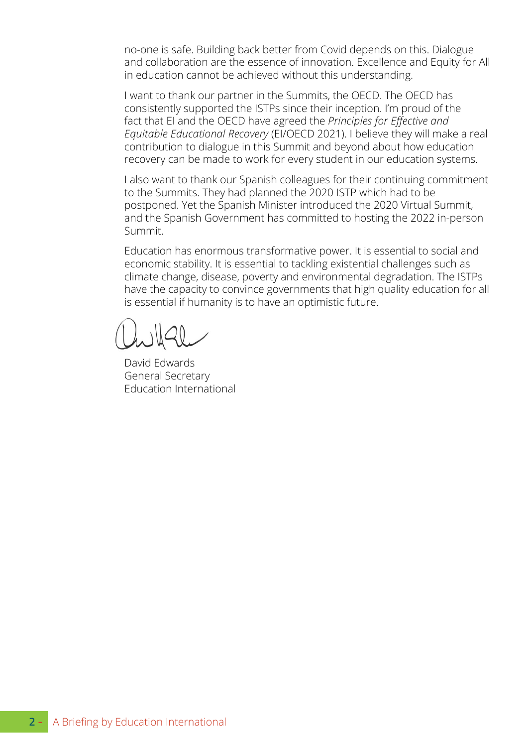no-one is safe. Building back better from Covid depends on this. Dialogue and collaboration are the essence of innovation. Excellence and Equity for All in education cannot be achieved without this understanding.

I want to thank our partner in the Summits, the OECD. The OECD has consistently supported the ISTPs since their inception. I'm proud of the fact that EI and the OECD have agreed the *Principles for Effective and Equitable Educational Recovery* (EI/OECD 2021). I believe they will make a real contribution to dialogue in this Summit and beyond about how education recovery can be made to work for every student in our education systems.

I also want to thank our Spanish colleagues for their continuing commitment to the Summits. They had planned the 2020 ISTP which had to be postponed. Yet the Spanish Minister introduced the 2020 Virtual Summit, and the Spanish Government has committed to hosting the 2022 in-person Summit.

Education has enormous transformative power. It is essential to social and economic stability. It is essential to tackling existential challenges such as climate change, disease, poverty and environmental degradation. The ISTPs have the capacity to convince governments that high quality education for all is essential if humanity is to have an optimistic future.

David Edwards
General Secretary
Education International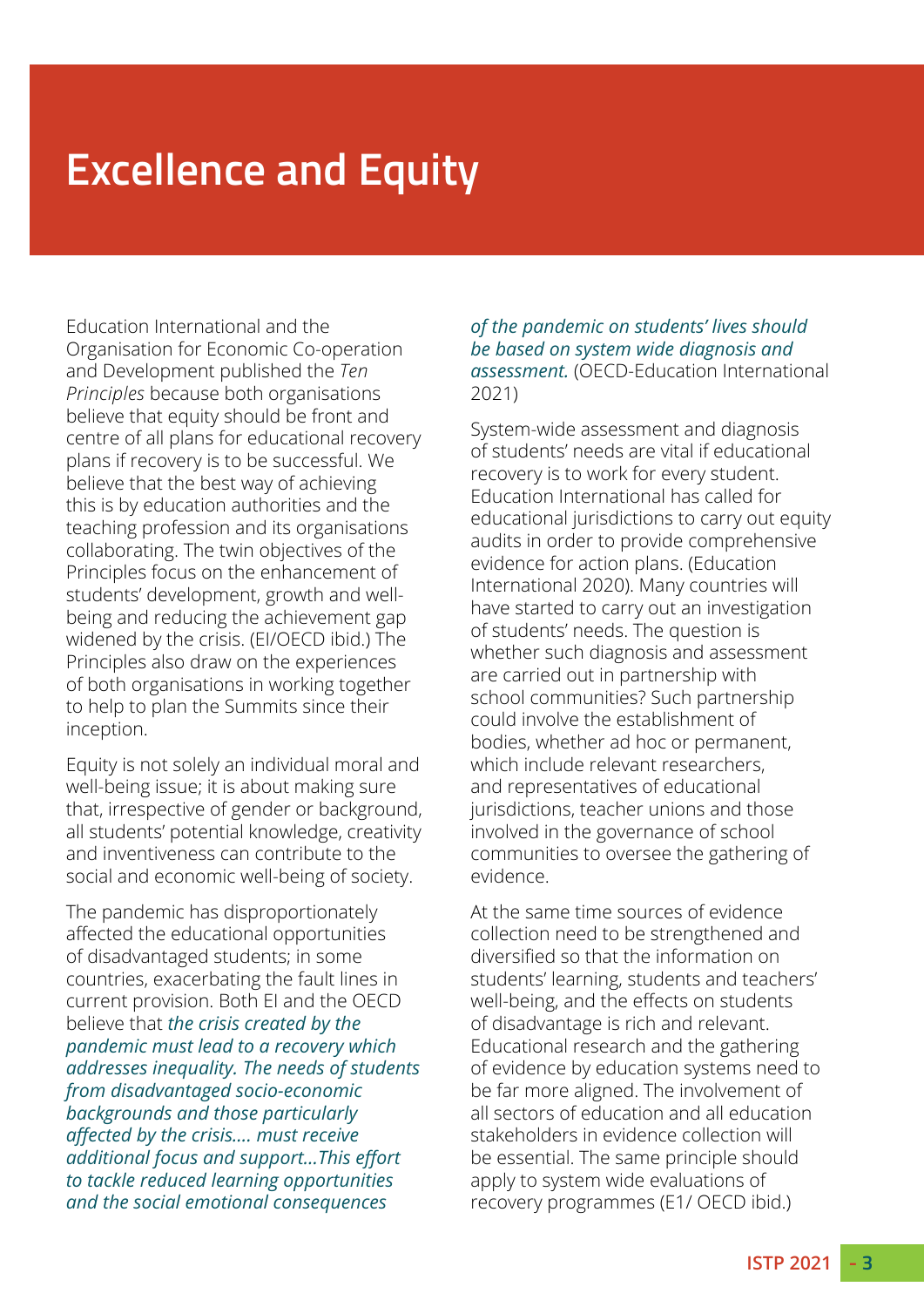# Excellence and Equity

Education International and the Organisation for Economic Co-operation and Development published the *Ten Principles* because both organisations believe that equity should be front and centre of all plans for educational recovery plans if recovery is to be successful. We believe that the best way of achieving this is by education authorities and the teaching profession and its organisations collaborating. The twin objectives of the Principles focus on the enhancement of students' development, growth and well-being and reducing the achievement gap widened by the crisis. (EI/OECD ibid.) The Principles also draw on the experiences of both organisations in working together to help to plan the Summits since their inception.

Equity is not solely an individual moral and well-being issue; it is about making sure that, irrespective of gender or background, all students' potential knowledge, creativity and inventiveness can contribute to the social and economic well-being of society.

The pandemic has disproportionately affected the educational opportunities of disadvantaged students; in some countries, exacerbating the fault lines in current provision. Both EI and the OECD believe that *the crisis created by the pandemic must lead to a recovery which addresses inequality. The needs of students from disadvantaged socio-economic backgrounds and those particularly affected by the crisis…. must receive additional focus and support…This effort to tackle reduced learning opportunities and the social emotional consequences of the pandemic on students' lives should be based on system wide diagnosis and assessment.* (OECD-Education International 2021)

System-wide assessment and diagnosis of students' needs are vital if educational recovery is to work for every student. Education International has called for educational jurisdictions to carry out equity audits in order to provide comprehensive evidence for action plans. (Education International 2020). Many countries will have started to carry out an investigation of students' needs. The question is whether such diagnosis and assessment are carried out in partnership with school communities? Such partnership could involve the establishment of bodies, whether ad hoc or permanent, which include relevant researchers, and representatives of educational jurisdictions, teacher unions and those involved in the governance of school communities to oversee the gathering of evidence.

At the same time sources of evidence collection need to be strengthened and diversified so that the information on students' learning, students and teachers' well-being, and the effects on students of disadvantage is rich and relevant. Educational research and the gathering of evidence by education systems need to be far more aligned. The involvement of all sectors of education and all education stakeholders in evidence collection will be essential. The same principle should apply to system wide evaluations of recovery programmes (E1/ OECD ibid.)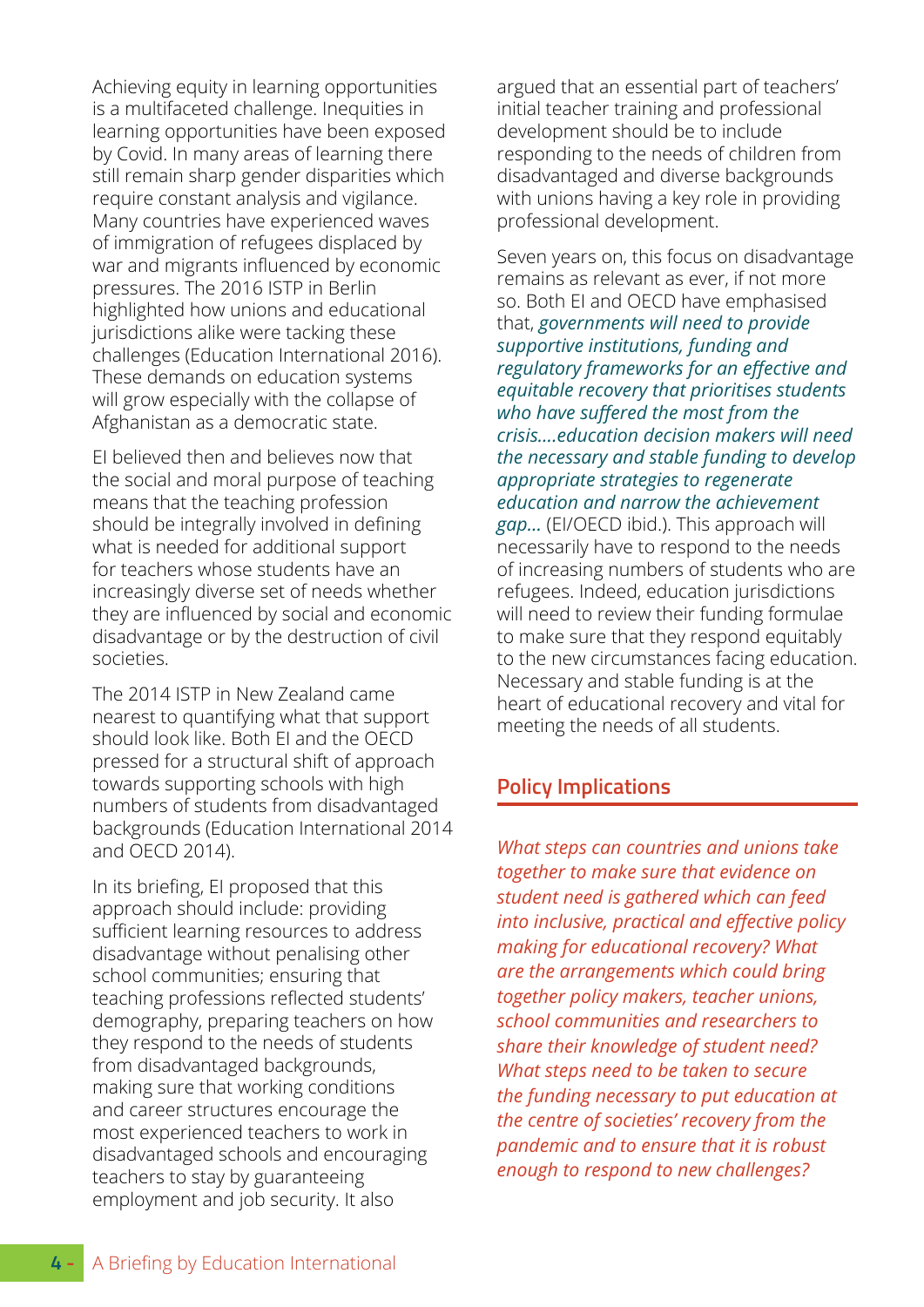Achieving equity in learning opportunities is a multifaceted challenge. Inequities in learning opportunities have been exposed by Covid. In many areas of learning there still remain sharp gender disparities which require constant analysis and vigilance. Many countries have experienced waves of immigration of refugees displaced by war and migrants influenced by economic pressures. The 2016 ISTP in Berlin highlighted how unions and educational jurisdictions alike were tacking these challenges (Education International 2016). These demands on education systems will grow especially with the collapse of Afghanistan as a democratic state.

EI believed then and believes now that the social and moral purpose of teaching means that the teaching profession should be integrally involved in defining what is needed for additional support for teachers whose students have an increasingly diverse set of needs whether they are influenced by social and economic disadvantage or by the destruction of civil societies.

The 2014 ISTP in New Zealand came nearest to quantifying what that support should look like. Both EI and the OECD pressed for a structural shift of approach towards supporting schools with high numbers of students from disadvantaged backgrounds (Education International 2014 and OECD 2014).

In its briefing, EI proposed that this approach should include: providing sufficient learning resources to address disadvantage without penalising other school communities; ensuring that teaching professions reflected students' demography, preparing teachers on how they respond to the needs of students from disadvantaged backgrounds, making sure that working conditions and career structures encourage the most experienced teachers to work in disadvantaged schools and encouraging teachers to stay by guaranteeing employment and job security. It also argued that an essential part of teachers' initial teacher training and professional development should be to include responding to the needs of children from disadvantaged and diverse backgrounds with unions having a key role in providing professional development.

Seven years on, this focus on disadvantage remains as relevant as ever, if not more so. Both EI and OECD have emphasised that, *governments will need to provide supportive institutions, funding and regulatory frameworks for an effective and equitable recovery that prioritises students who have suffered the most from the crisis....education decision makers will need the necessary and stable funding to develop appropriate strategies to regenerate education and narrow the achievement gap...* (EI/OECD ibid.). This approach will necessarily have to respond to the needs of increasing numbers of students who are refugees. Indeed, education jurisdictions will need to review their funding formulae to make sure that they respond equitably to the new circumstances facing education. Necessary and stable funding is at the heart of educational recovery and vital for meeting the needs of all students.

## Policy Implications

*What steps can countries and unions take together to make sure that evidence on student need is gathered which can feed into inclusive, practical and effective policy making for educational recovery? What are the arrangements which could bring together policy makers, teacher unions, school communities and researchers to share their knowledge of student need? What steps need to be taken to secure the funding necessary to put education at the centre of societies' recovery from the pandemic and to ensure that it is robust enough to respond to new challenges?*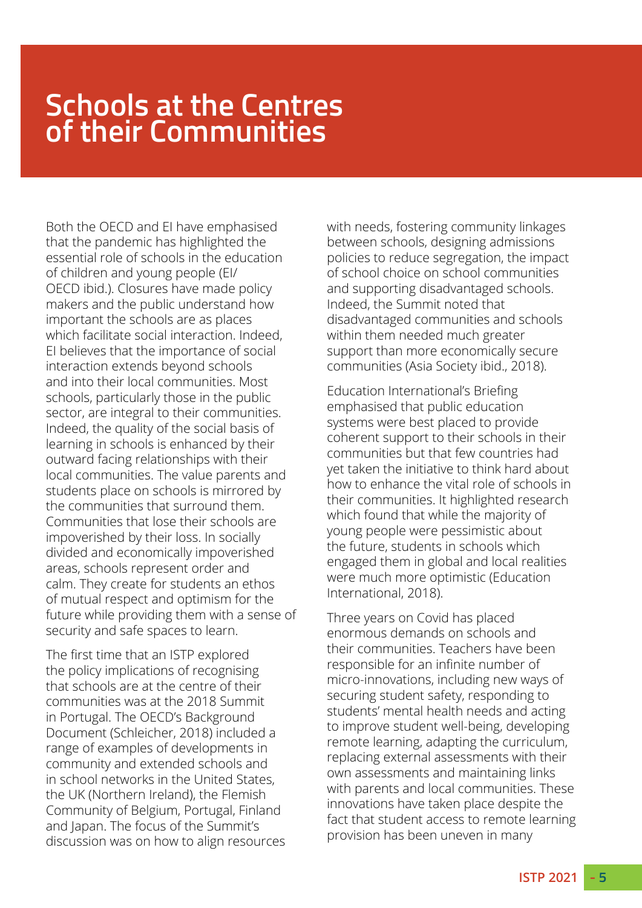# Schools at the Centres of their Communities

Both the OECD and EI have emphasised that the pandemic has highlighted the essential role of schools in the education of children and young people (EI/ OECD ibid.). Closures have made policy makers and the public understand how important the schools are as places which facilitate social interaction. Indeed, EI believes that the importance of social interaction extends beyond schools and into their local communities. Most schools, particularly those in the public sector, are integral to their communities. Indeed, the quality of the social basis of learning in schools is enhanced by their outward facing relationships with their local communities. The value parents and students place on schools is mirrored by the communities that surround them. Communities that lose their schools are impoverished by their loss. In socially divided and economically impoverished areas, schools represent order and calm. They create for students an ethos of mutual respect and optimism for the future while providing them with a sense of security and safe spaces to learn.

The first time that an ISTP explored the policy implications of recognising that schools are at the centre of their communities was at the 2018 Summit in Portugal. The OECD's Background Document (Schleicher, 2018) included a range of examples of developments in community and extended schools and in school networks in the United States, the UK (Northern Ireland), the Flemish Community of Belgium, Portugal, Finland and Japan. The focus of the Summit's discussion was on how to align resources with needs, fostering community linkages between schools, designing admissions policies to reduce segregation, the impact of school choice on school communities and supporting disadvantaged schools. Indeed, the Summit noted that disadvantaged communities and schools within them needed much greater support than more economically secure communities (Asia Society ibid., 2018).

Education International's Briefing emphasised that public education systems were best placed to provide coherent support to their schools in their communities but that few countries had yet taken the initiative to think hard about how to enhance the vital role of schools in their communities. It highlighted research which found that while the majority of young people were pessimistic about the future, students in schools which engaged them in global and local realities were much more optimistic (Education International, 2018).

Three years on Covid has placed enormous demands on schools and their communities. Teachers have been responsible for an infinite number of micro-innovations, including new ways of securing student safety, responding to students' mental health needs and acting to improve student well-being, developing remote learning, adapting the curriculum, replacing external assessments with their own assessments and maintaining links with parents and local communities. These innovations have taken place despite the fact that student access to remote learning provision has been uneven in many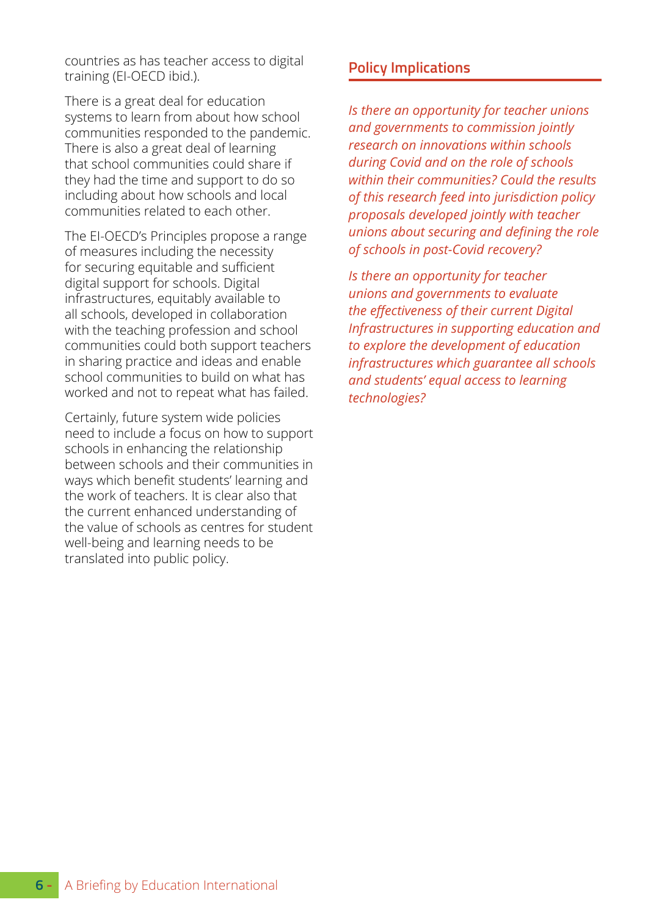countries as has teacher access to digital training (EI-OECD ibid.).

There is a great deal for education systems to learn from about how school communities responded to the pandemic. There is also a great deal of learning that school communities could share if they had the time and support to do so including about how schools and local communities related to each other.

The EI-OECD's Principles propose a range of measures including the necessity for securing equitable and sufficient digital support for schools. Digital infrastructures, equitably available to all schools, developed in collaboration with the teaching profession and school communities could both support teachers in sharing practice and ideas and enable school communities to build on what has worked and not to repeat what has failed.

Certainly, future system wide policies need to include a focus on how to support schools in enhancing the relationship between schools and their communities in ways which benefit students' learning and the work of teachers. It is clear also that the current enhanced understanding of the value of schools as centres for student well-being and learning needs to be translated into public policy.

## Policy Implications

*Is there an opportunity for teacher unions and governments to commission jointly research on innovations within schools during Covid and on the role of schools within their communities? Could the results of this research feed into jurisdiction policy proposals developed jointly with teacher unions about securing and defining the role of schools in post-Covid recovery?*

*Is there an opportunity for teacher unions and governments to evaluate the effectiveness of their current Digital Infrastructures in supporting education and to explore the development of education infrastructures which guarantee all schools and students' equal access to learning technologies?*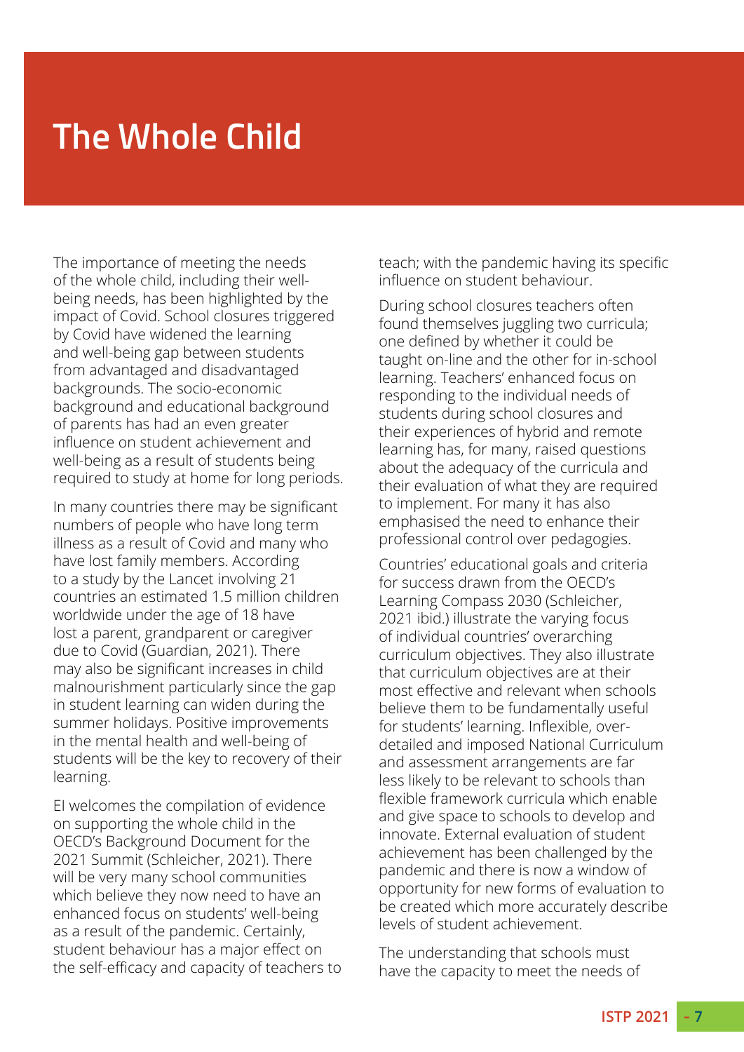# The Whole Child

The importance of meeting the needs of the whole child, including their well-being needs, has been highlighted by the impact of Covid. School closures triggered by Covid have widened the learning and well-being gap between students from advantaged and disadvantaged backgrounds. The socio-economic background and educational background of parents has had an even greater influence on student achievement and well-being as a result of students being required to study at home for long periods.

In many countries there may be significant numbers of people who have long term illness as a result of Covid and many who have lost family members. According to a study by the Lancet involving 21 countries an estimated 1.5 million children worldwide under the age of 18 have lost a parent, grandparent or caregiver due to Covid (Guardian, 2021). There may also be significant increases in child malnourishment particularly since the gap in student learning can widen during the summer holidays. Positive improvements in the mental health and well-being of students will be the key to recovery of their learning.

EI welcomes the compilation of evidence on supporting the whole child in the OECD's Background Document for the 2021 Summit (Schleicher, 2021). There will be very many school communities which believe they now need to have an enhanced focus on students' well-being as a result of the pandemic. Certainly, student behaviour has a major effect on the self-efficacy and capacity of teachers to teach; with the pandemic having its specific influence on student behaviour.

During school closures teachers often found themselves juggling two curricula; one defined by whether it could be taught on-line and the other for in-school learning. Teachers' enhanced focus on responding to the individual needs of students during school closures and their experiences of hybrid and remote learning has, for many, raised questions about the adequacy of the curricula and their evaluation of what they are required to implement. For many it has also emphasised the need to enhance their professional control over pedagogies.

Countries' educational goals and criteria for success drawn from the OECD's Learning Compass 2030 (Schleicher, 2021 ibid.) illustrate the varying focus of individual countries' overarching curriculum objectives. They also illustrate that curriculum objectives are at their most effective and relevant when schools believe them to be fundamentally useful for students' learning. Inflexible, over-detailed and imposed National Curriculum and assessment arrangements are far less likely to be relevant to schools than flexible framework curricula which enable and give space to schools to develop and innovate. External evaluation of student achievement has been challenged by the pandemic and there is now a window of opportunity for new forms of evaluation to be created which more accurately describe levels of student achievement.

The understanding that schools must have the capacity to meet the needs of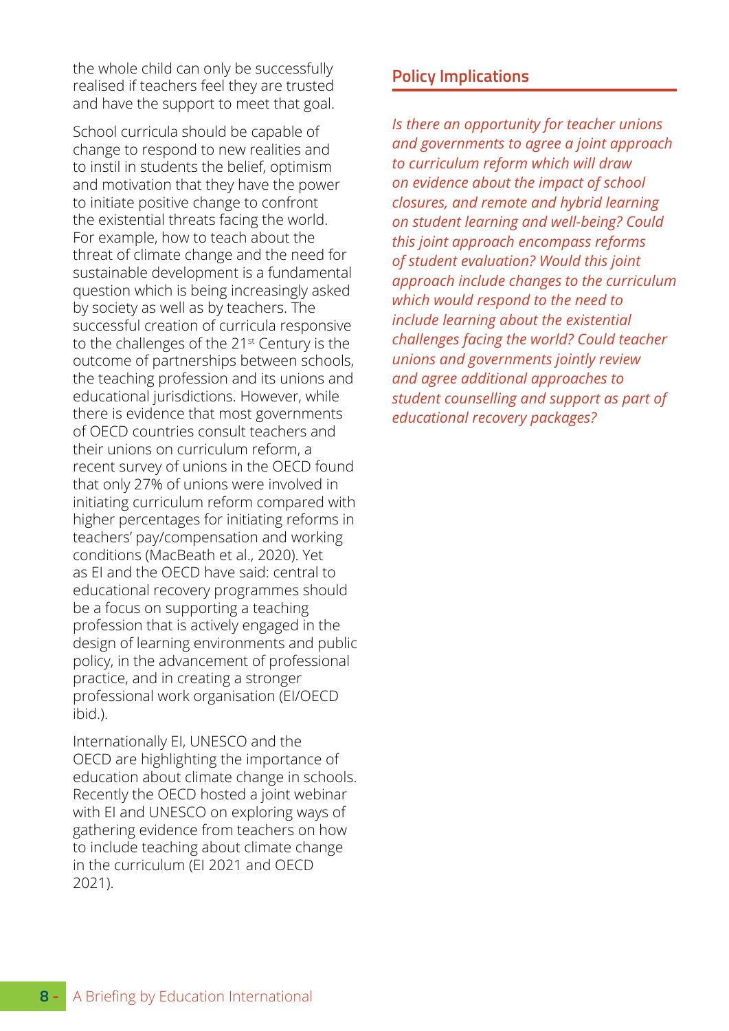the whole child can only be successfully realised if teachers feel they are trusted and have the support to meet that goal.

School curricula should be capable of change to respond to new realities and to instil in students the belief, optimism and motivation that they have the power to initiate positive change to confront the existential threats facing the world. For example, how to teach about the threat of climate change and the need for sustainable development is a fundamental question which is being increasingly asked by society as well as by teachers. The successful creation of curricula responsive to the challenges of the 21st Century is the outcome of partnerships between schools, the teaching profession and its unions and educational jurisdictions. However, while there is evidence that most governments of OECD countries consult teachers and their unions on curriculum reform, a recent survey of unions in the OECD found that only 27% of unions were involved in initiating curriculum reform compared with higher percentages for initiating reforms in teachers' pay/compensation and working conditions (MacBeath et al., 2020). Yet as EI and the OECD have said: central to educational recovery programmes should be a focus on supporting a teaching profession that is actively engaged in the design of learning environments and public policy, in the advancement of professional practice, and in creating a stronger professional work organisation (EI/OECD ibid.).

Internationally EI, UNESCO and the OECD are highlighting the importance of education about climate change in schools. Recently the OECD hosted a joint webinar with EI and UNESCO on exploring ways of gathering evidence from teachers on how to include teaching about climate change in the curriculum (EI 2021 and OECD 2021).

## Policy Implications

*Is there an opportunity for teacher unions and governments to agree a joint approach to curriculum reform which will draw on evidence about the impact of school closures, and remote and hybrid learning on student learning and well-being? Could this joint approach encompass reforms of student evaluation? Would this joint approach include changes to the curriculum which would respond to the need to include learning about the existential challenges facing the world? Could teacher unions and governments jointly review and agree additional approaches to student counselling and support as part of educational recovery packages?*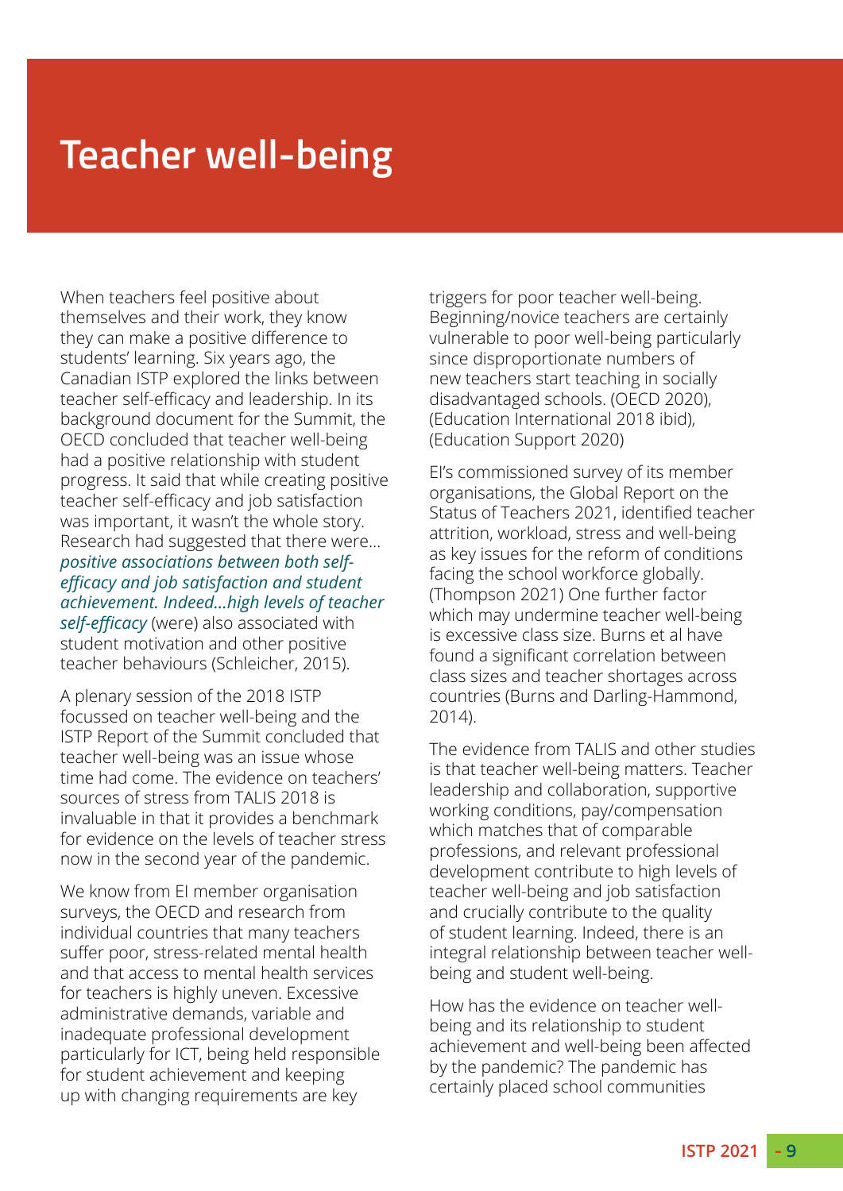# Teacher well-being

When teachers feel positive about themselves and their work, they know they can make a positive difference to students' learning. Six years ago, the Canadian ISTP explored the links between teacher self-efficacy and leadership. In its background document for the Summit, the OECD concluded that teacher well-being had a positive relationship with student progress. It said that while creating positive teacher self-efficacy and job satisfaction was important, it wasn't the whole story. Research had suggested that there were… *positive associations between both self-efficacy and job satisfaction and student achievement. Indeed…high levels of teacher self-efficacy* (were) also associated with student motivation and other positive teacher behaviours (Schleicher, 2015).

A plenary session of the 2018 ISTP focussed on teacher well-being and the ISTP Report of the Summit concluded that teacher well-being was an issue whose time had come. The evidence on teachers' sources of stress from TALIS 2018 is invaluable in that it provides a benchmark for evidence on the levels of teacher stress now in the second year of the pandemic.

We know from EI member organisation surveys, the OECD and research from individual countries that many teachers suffer poor, stress-related mental health and that access to mental health services for teachers is highly uneven. Excessive administrative demands, variable and inadequate professional development particularly for ICT, being held responsible for student achievement and keeping up with changing requirements are key triggers for poor teacher well-being. Beginning/novice teachers are certainly vulnerable to poor well-being particularly since disproportionate numbers of new teachers start teaching in socially disadvantaged schools. (OECD 2020), (Education International 2018 ibid), (Education Support 2020)

EI's commissioned survey of its member organisations, the Global Report on the Status of Teachers 2021, identified teacher attrition, workload, stress and well-being as key issues for the reform of conditions facing the school workforce globally. (Thompson 2021) One further factor which may undermine teacher well-being is excessive class size. Burns et al have found a significant correlation between class sizes and teacher shortages across countries (Burns and Darling-Hammond, 2014).

The evidence from TALIS and other studies is that teacher well-being matters. Teacher leadership and collaboration, supportive working conditions, pay/compensation which matches that of comparable professions, and relevant professional development contribute to high levels of teacher well-being and job satisfaction and crucially contribute to the quality of student learning. Indeed, there is an integral relationship between teacher well-being and student well-being.

How has the evidence on teacher well-being and its relationship to student achievement and well-being been affected by the pandemic? The pandemic has certainly placed school communities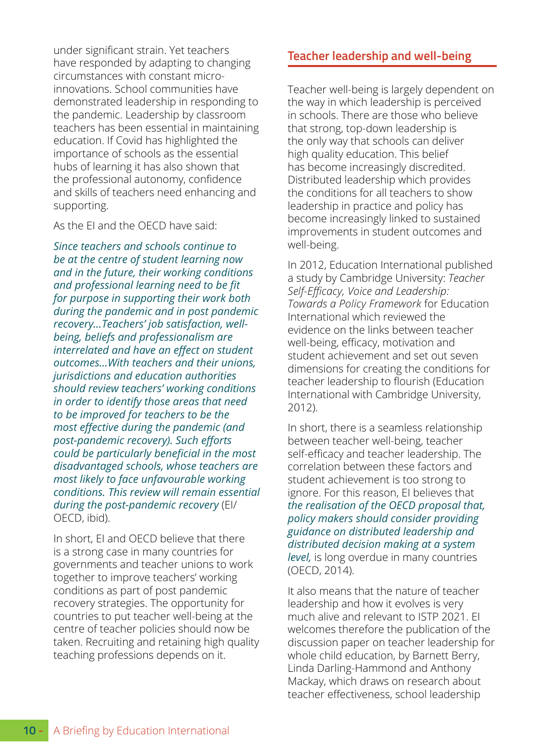under significant strain. Yet teachers have responded by adapting to changing circumstances with constant micro-innovations. School communities have demonstrated leadership in responding to the pandemic. Leadership by classroom teachers has been essential in maintaining education. If Covid has highlighted the importance of schools as the essential hubs of learning it has also shown that the professional autonomy, confidence and skills of teachers need enhancing and supporting.

As the EI and the OECD have said:

*Since teachers and schools continue to be at the centre of student learning now and in the future, their working conditions and professional learning need to be fit for purpose in supporting their work both during the pandemic and in post pandemic recovery...Teachers' job satisfaction, well-being, beliefs and professionalism are interrelated and have an effect on student outcomes...With teachers and their unions, jurisdictions and education authorities should review teachers' working conditions in order to identify those areas that need to be improved for teachers to be the most effective during the pandemic (and post-pandemic recovery). Such efforts could be particularly beneficial in the most disadvantaged schools, whose teachers are most likely to face unfavourable working conditions. This review will remain essential during the post-pandemic recovery* (EI/OECD, ibid).

In short, EI and OECD believe that there is a strong case in many countries for governments and teacher unions to work together to improve teachers' working conditions as part of post pandemic recovery strategies. The opportunity for countries to put teacher well-being at the centre of teacher policies should now be taken. Recruiting and retaining high quality teaching professions depends on it.

## Teacher leadership and well-being

Teacher well-being is largely dependent on the way in which leadership is perceived in schools. There are those who believe that strong, top-down leadership is the only way that schools can deliver high quality education. This belief has become increasingly discredited. Distributed leadership which provides the conditions for all teachers to show leadership in practice and policy has become increasingly linked to sustained improvements in student outcomes and well-being.

In 2012, Education International published a study by Cambridge University: *Teacher Self-Efficacy, Voice and Leadership: Towards a Policy Framework* for Education International which reviewed the evidence on the links between teacher well-being, efficacy, motivation and student achievement and set out seven dimensions for creating the conditions for teacher leadership to flourish (Education International with Cambridge University, 2012).

In short, there is a seamless relationship between teacher well-being, teacher self-efficacy and teacher leadership. The correlation between these factors and student achievement is too strong to ignore. For this reason, EI believes that *the realisation of the OECD proposal that, policy makers should consider providing guidance on distributed leadership and distributed decision making at a system level,* is long overdue in many countries (OECD, 2014).

It also means that the nature of teacher leadership and how it evolves is very much alive and relevant to ISTP 2021. EI welcomes therefore the publication of the discussion paper on teacher leadership for whole child education, by Barnett Berry, Linda Darling-Hammond and Anthony Mackay, which draws on research about teacher effectiveness, school leadership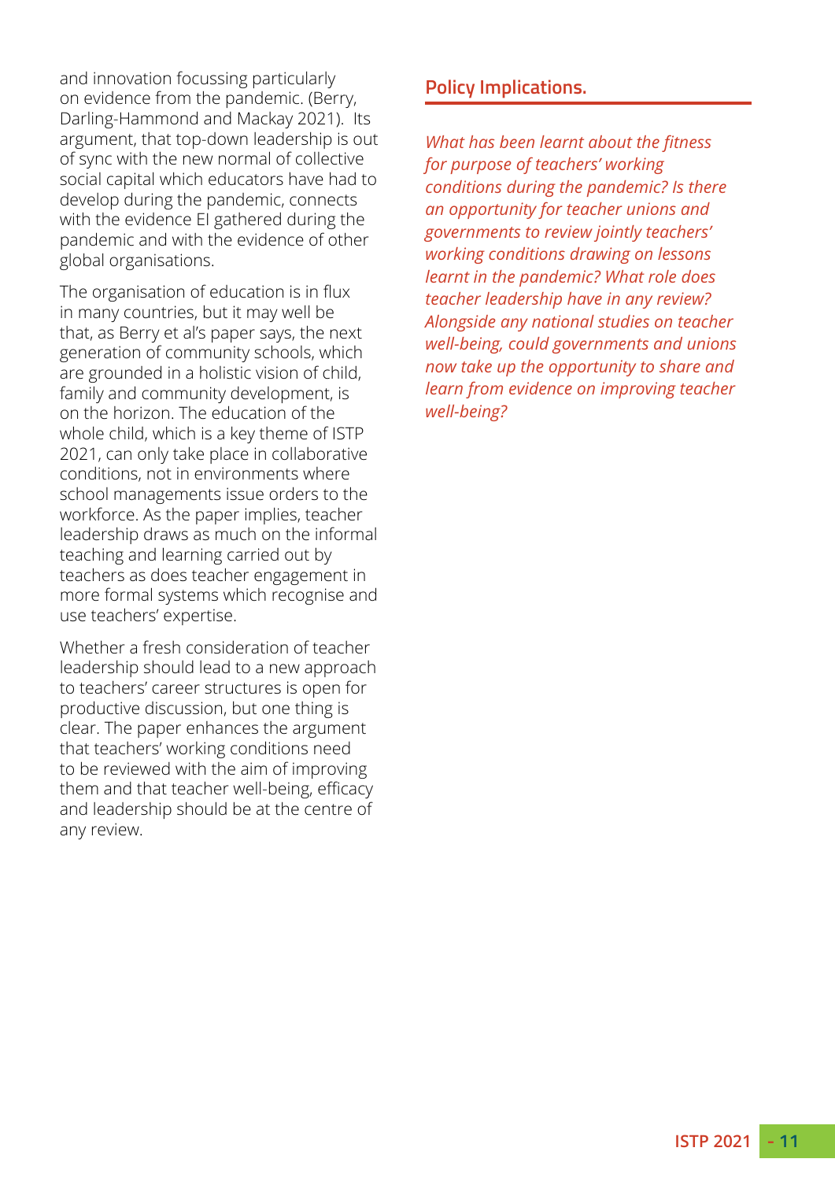and innovation focussing particularly on evidence from the pandemic. (Berry, Darling-Hammond and Mackay 2021). Its argument, that top-down leadership is out of sync with the new normal of collective social capital which educators have had to develop during the pandemic, connects with the evidence EI gathered during the pandemic and with the evidence of other global organisations.

The organisation of education is in flux in many countries, but it may well be that, as Berry et al's paper says, the next generation of community schools, which are grounded in a holistic vision of child, family and community development, is on the horizon. The education of the whole child, which is a key theme of ISTP 2021, can only take place in collaborative conditions, not in environments where school managements issue orders to the workforce. As the paper implies, teacher leadership draws as much on the informal teaching and learning carried out by teachers as does teacher engagement in more formal systems which recognise and use teachers' expertise.

Whether a fresh consideration of teacher leadership should lead to a new approach to teachers' career structures is open for productive discussion, but one thing is clear. The paper enhances the argument that teachers' working conditions need to be reviewed with the aim of improving them and that teacher well-being, efficacy and leadership should be at the centre of any review.

## Policy Implications.

*What has been learnt about the fitness for purpose of teachers' working conditions during the pandemic? Is there an opportunity for teacher unions and governments to review jointly teachers' working conditions drawing on lessons learnt in the pandemic? What role does teacher leadership have in any review? Alongside any national studies on teacher well-being, could governments and unions now take up the opportunity to share and learn from evidence on improving teacher well-being?*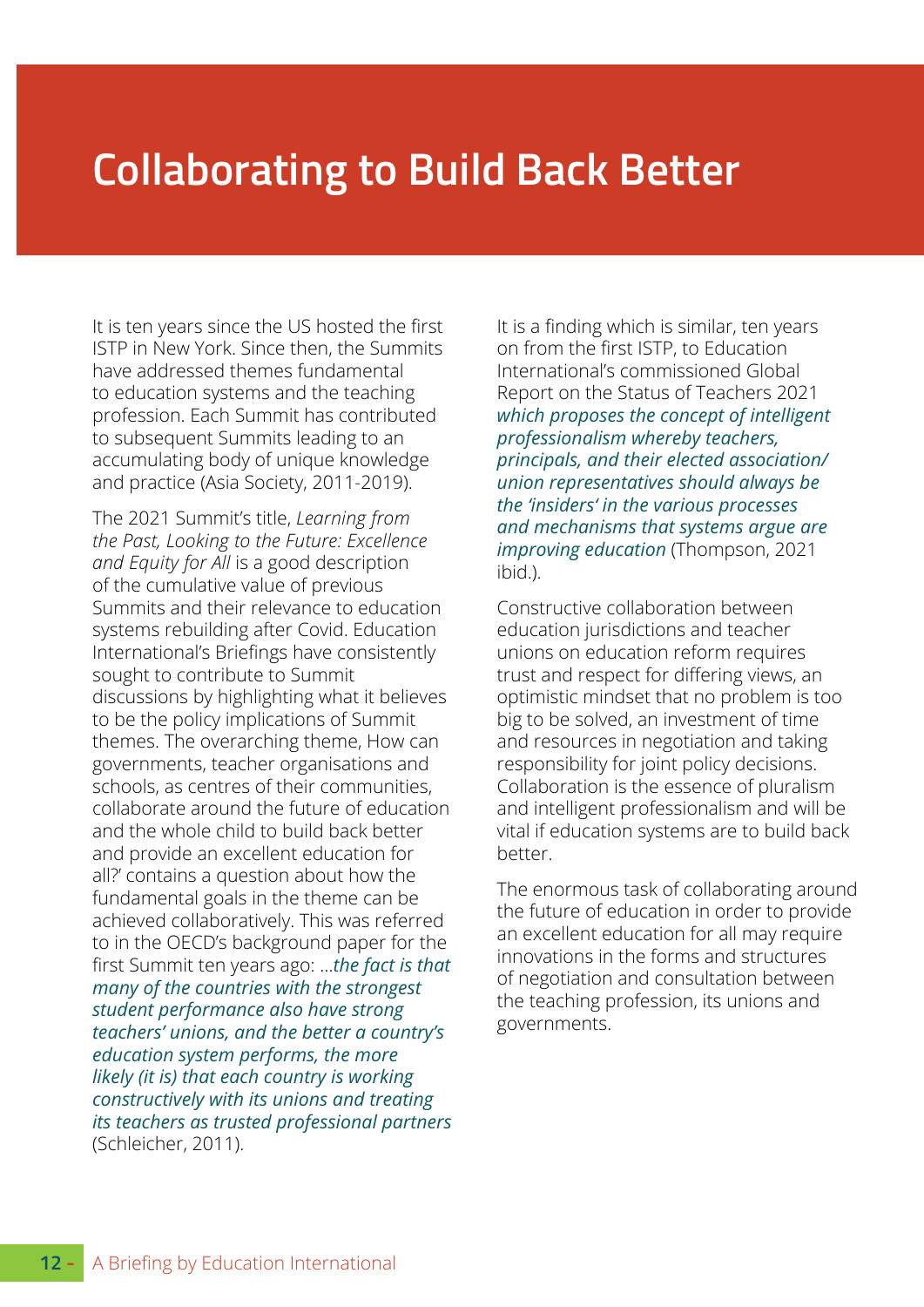# Collaborating to Build Back Better

It is ten years since the US hosted the first ISTP in New York. Since then, the Summits have addressed themes fundamental to education systems and the teaching profession. Each Summit has contributed to subsequent Summits leading to an accumulating body of unique knowledge and practice (Asia Society, 2011-2019).

The 2021 Summit's title, *Learning from the Past, Looking to the Future: Excellence and Equity for All* is a good description of the cumulative value of previous Summits and their relevance to education systems rebuilding after Covid. Education International's Briefings have consistently sought to contribute to Summit discussions by highlighting what it believes to be the policy implications of Summit themes. The overarching theme, How can governments, teacher organisations and schools, as centres of their communities, collaborate around the future of education and the whole child to build back better and provide an excellent education for all?' contains a question about how the fundamental goals in the theme can be achieved collaboratively. This was referred to in the OECD's background paper for the first Summit ten years ago: *…the fact is that many of the countries with the strongest student performance also have strong teachers' unions, and the better a country's education system performs, the more likely (it is) that each country is working constructively with its unions and treating its teachers as trusted professional partners* (Schleicher, 2011).

It is a finding which is similar, ten years on from the first ISTP, to Education International's commissioned Global Report on the Status of Teachers 2021 *which proposes the concept of intelligent professionalism whereby teachers, principals, and their elected association/ union representatives should always be the 'insiders' in the various processes and mechanisms that systems argue are improving education* (Thompson, 2021 ibid.).

Constructive collaboration between education jurisdictions and teacher unions on education reform requires trust and respect for differing views, an optimistic mindset that no problem is too big to be solved, an investment of time and resources in negotiation and taking responsibility for joint policy decisions. Collaboration is the essence of pluralism and intelligent professionalism and will be vital if education systems are to build back better.

The enormous task of collaborating around the future of education in order to provide an excellent education for all may require innovations in the forms and structures of negotiation and consultation between the teaching profession, its unions and governments.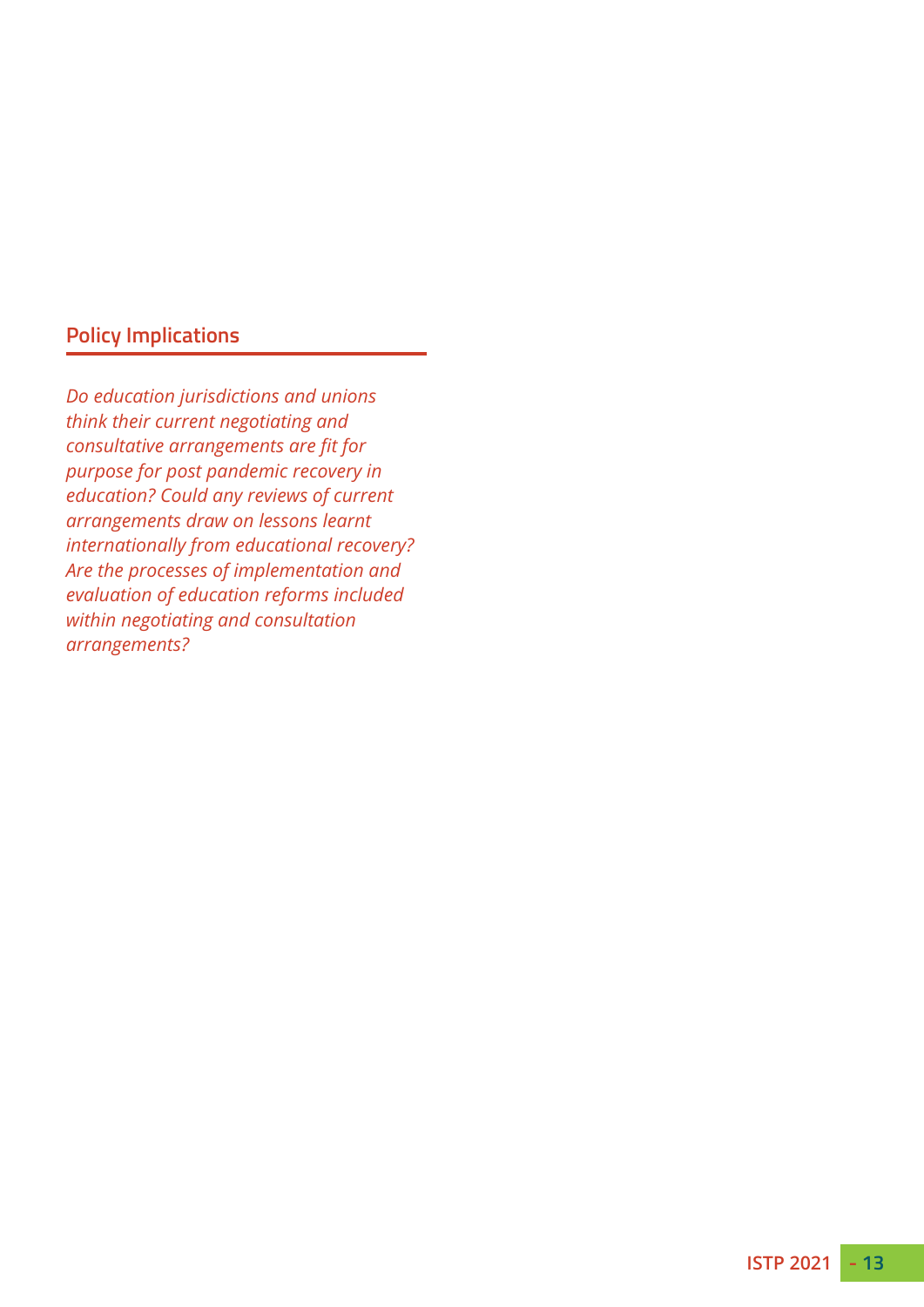## Policy Implications

*Do education jurisdictions and unions think their current negotiating and consultative arrangements are fit for purpose for post pandemic recovery in education? Could any reviews of current arrangements draw on lessons learnt internationally from educational recovery? Are the processes of implementation and evaluation of education reforms included within negotiating and consultation arrangements?*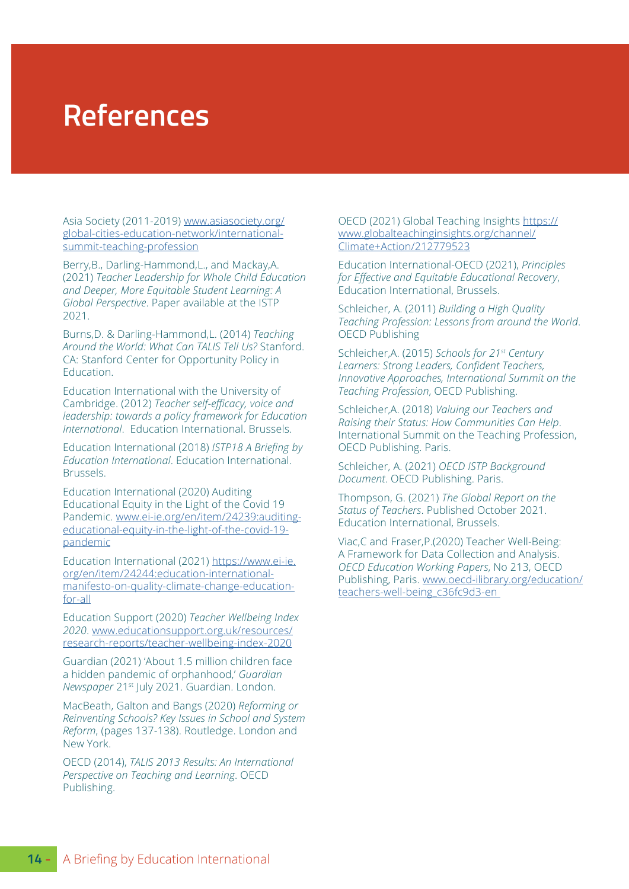# References

Asia Society (2011-2019) www.asiasociety.org/global-cities-education-network/international-summit-teaching-profession

Berry,B., Darling-Hammond,L., and Mackay,A. (2021) *Teacher Leadership for Whole Child Education and Deeper, More Equitable Student Learning: A Global Perspective*. Paper available at the ISTP 2021.

Burns,D. & Darling-Hammond,L. (2014) *Teaching Around the World: What Can TALIS Tell Us?* Stanford. CA: Stanford Center for Opportunity Policy in Education.

Education International with the University of Cambridge. (2012) *Teacher self-efficacy, voice and leadership: towards a policy framework for Education International*. Education International. Brussels.

Education International (2018) *ISTP18 A Briefing by Education International*. Education International. Brussels.

Education International (2020) Auditing Educational Equity in the Light of the Covid 19 Pandemic. www.ei-ie.org/en/item/24239:auditing-educational-equity-in-the-light-of-the-covid-19-pandemic

Education International (2021) https://www.ei-ie.org/en/item/24244:education-international-manifesto-on-quality-climate-change-education-for-all

Education Support (2020) *Teacher Wellbeing Index 2020*. www.educationsupport.org.uk/resources/research-reports/teacher-wellbeing-index-2020

Guardian (2021) 'About 1.5 million children face a hidden pandemic of orphanhood,' *Guardian Newspaper* 21st July 2021. Guardian. London.

MacBeath, Galton and Bangs (2020) *Reforming or Reinventing Schools? Key Issues in School and System Reform*, (pages 137-138). Routledge. London and New York.

OECD (2014), *TALIS 2013 Results: An International Perspective on Teaching and Learning*. OECD Publishing.

OECD (2021) Global Teaching Insights https://www.globalteachinginsights.org/channel/Climate+Action/212779523

Education International-OECD (2021), *Principles for Effective and Equitable Educational Recovery*, Education International, Brussels.

Schleicher, A. (2011) *Building a High Quality Teaching Profession: Lessons from around the World*. OECD Publishing

Schleicher,A. (2015) *Schools for 21st Century Learners: Strong Leaders, Confident Teachers, Innovative Approaches, International Summit on the Teaching Profession*, OECD Publishing.

Schleicher,A. (2018) *Valuing our Teachers and Raising their Status: How Communities Can Help*. International Summit on the Teaching Profession, OECD Publishing. Paris.

Schleicher, A. (2021) *OECD ISTP Background Document*. OECD Publishing. Paris.

Thompson, G. (2021) *The Global Report on the Status of Teachers*. Published October 2021. Education International, Brussels.

Viac,C and Fraser,P.(2020) Teacher Well-Being: A Framework for Data Collection and Analysis. *OECD Education Working Papers*, No 213, OECD Publishing, Paris. www.oecd-ilibrary.org/education/teachers-well-being_c36fc9d3-en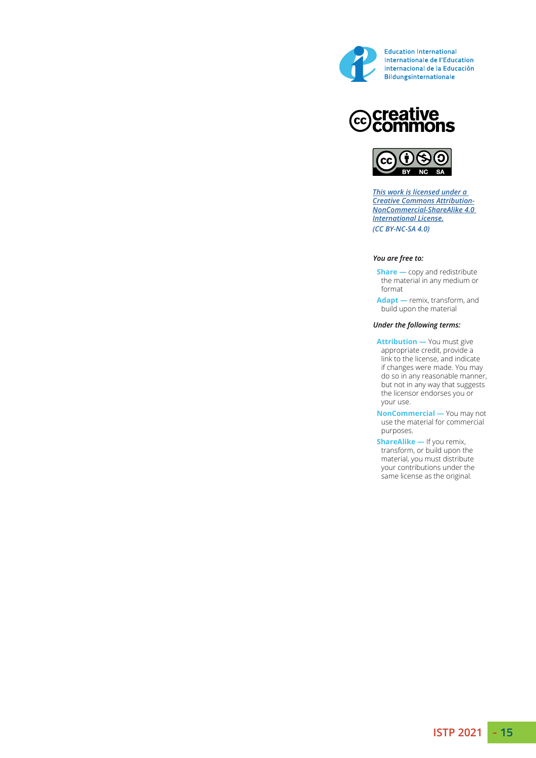Education International
Internationale de l'Education
Internacional de la Educación
Bildungsinternationale

*[This work is licensed under a Creative Commons Attribution-NonCommercial-ShareAlike 4.0 International License.](https://creativecommons.org/licenses/by-nc-sa/4.0/)*
*(CC BY-NC-SA 4.0)*

***You are free to:***

- **Share —** copy and redistribute the material in any medium or format
- **Adapt —** remix, transform, and build upon the material

***Under the following terms:***

- **Attribution —** You must give appropriate credit, provide a link to the license, and indicate if changes were made. You may do so in any reasonable manner, but not in any way that suggests the licensor endorses you or your use.
- **NonCommercial —** You may not use the material for commercial purposes.
- **ShareAlike —** If you remix, transform, or build upon the material, you must distribute your contributions under the same license as the original.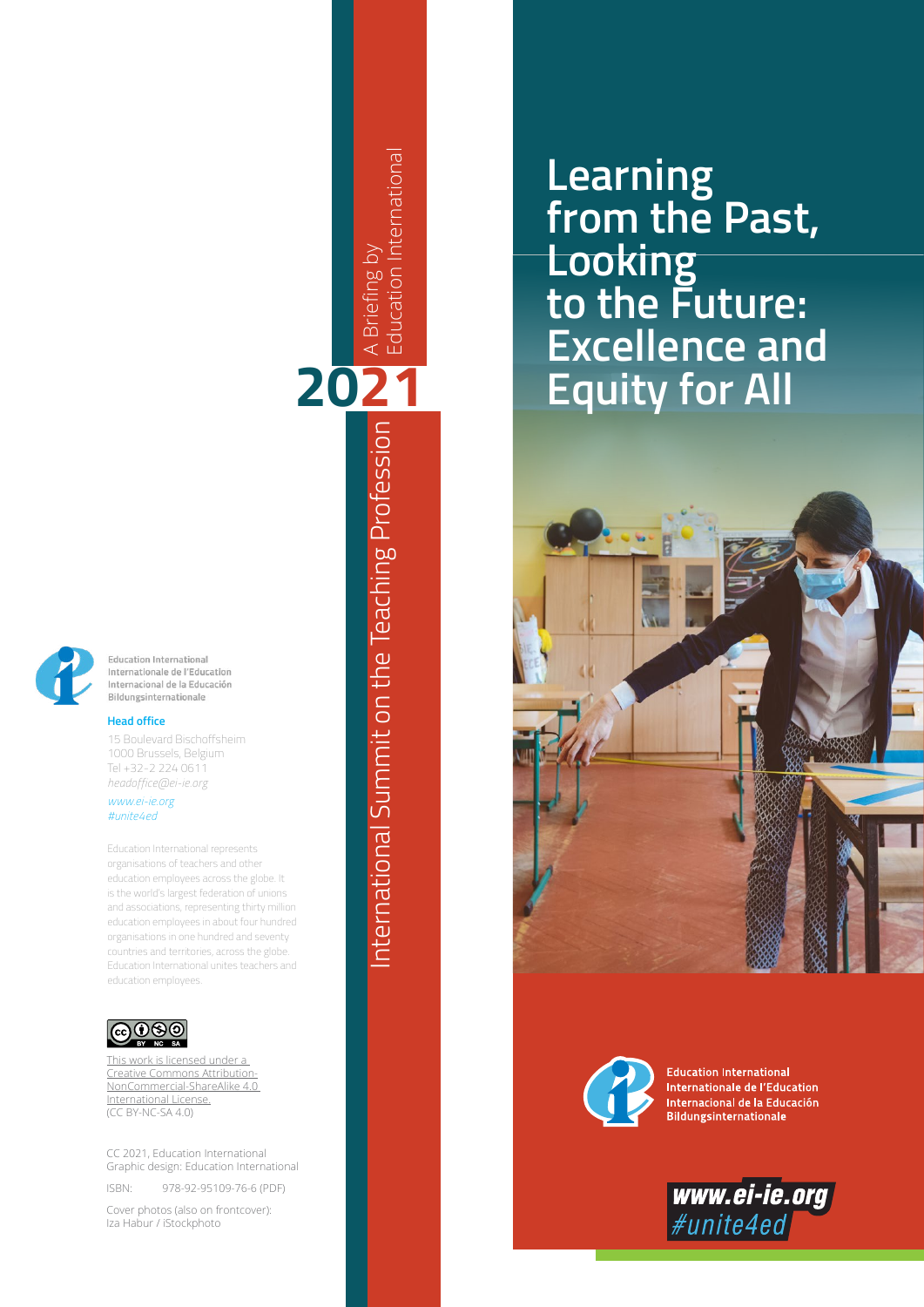Education International
Internationale de l'Education
Internacional de la Educación
Bildungsinternationale

**Head office**

15 Boulevard Bischoffsheim
1000 Brussels, Belgium
Tel +32-2 224 0611
*headoffice@ei-ie.org*

*www.ei-ie.org*
*#unite4ed*

Education International represents organisations of teachers and other education employees across the globe. It is the world's largest federation of unions and associations, representing thirty million education employees in about four hundred organisations in one hundred and seventy countries and territories, across the globe. Education International unites teachers and education employees.

This work is licensed under a Creative Commons Attribution-NonCommercial-ShareAlike 4.0 International License.
(CC BY-NC-SA 4.0)

CC 2021, Education International
Graphic design: Education International

ISBN: 978-92-95109-76-6 (PDF)

Cover photos (also on frontcover):
Iza Habur / iStockphoto

A Briefing by Education International

2021

International Summit on the Teaching Profession

# Learning from the Past, Looking to the Future: Excellence and Equity for All

Education International
Internationale de l'Education
Internacional de la Educación
Bildungsinternationale

**www.ei-ie.org**
*#unite4ed*